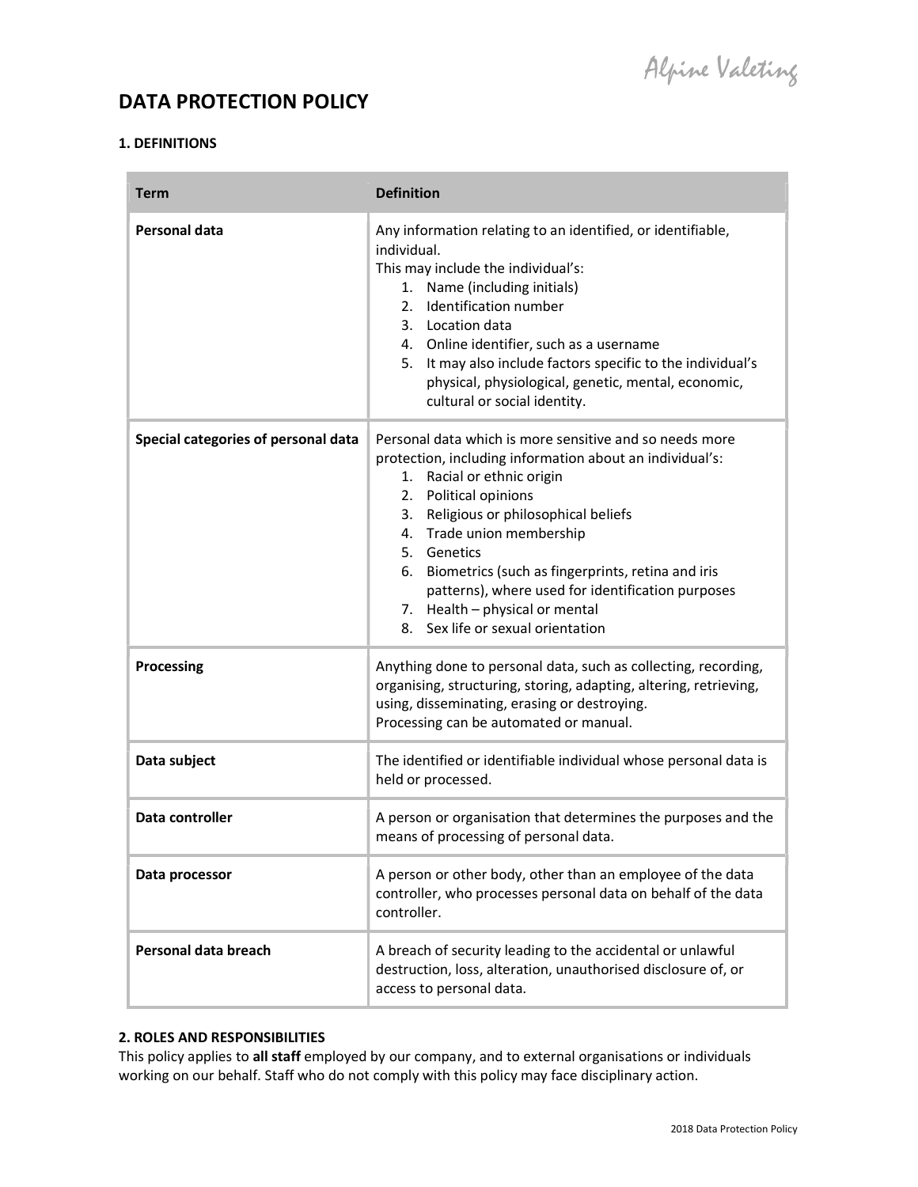# DATA PROTECTION POLICY

## 1. DEFINITIONS

| Term | Definition |
|---|---|
| **Personal data** | Any information relating to an identified, or identifiable, individual.<br>This may include the individual's:<br>1. Name (including initials)<br>2. Identification number<br>3. Location data<br>4. Online identifier, such as a username<br>5. It may also include factors specific to the individual's physical, physiological, genetic, mental, economic, cultural or social identity. |
| **Special categories of personal data** | Personal data which is more sensitive and so needs more protection, including information about an individual's:<br>1. Racial or ethnic origin<br>2. Political opinions<br>3. Religious or philosophical beliefs<br>4. Trade union membership<br>5. Genetics<br>6. Biometrics (such as fingerprints, retina and iris patterns), where used for identification purposes<br>7. Health – physical or mental<br>8. Sex life or sexual orientation |
| **Processing** | Anything done to personal data, such as collecting, recording, organising, structuring, storing, adapting, altering, retrieving, using, disseminating, erasing or destroying.<br>Processing can be automated or manual. |
| **Data subject** | The identified or identifiable individual whose personal data is held or processed. |
| **Data controller** | A person or organisation that determines the purposes and the means of processing of personal data. |
| **Data processor** | A person or other body, other than an employee of the data controller, who processes personal data on behalf of the data controller. |
| **Personal data breach** | A breach of security leading to the accidental or unlawful destruction, loss, alteration, unauthorised disclosure of, or access to personal data. |

## 2. ROLES AND RESPONSIBILITIES

This policy applies to **all staff** employed by our company, and to external organisations or individuals working on our behalf. Staff who do not comply with this policy may face disciplinary action.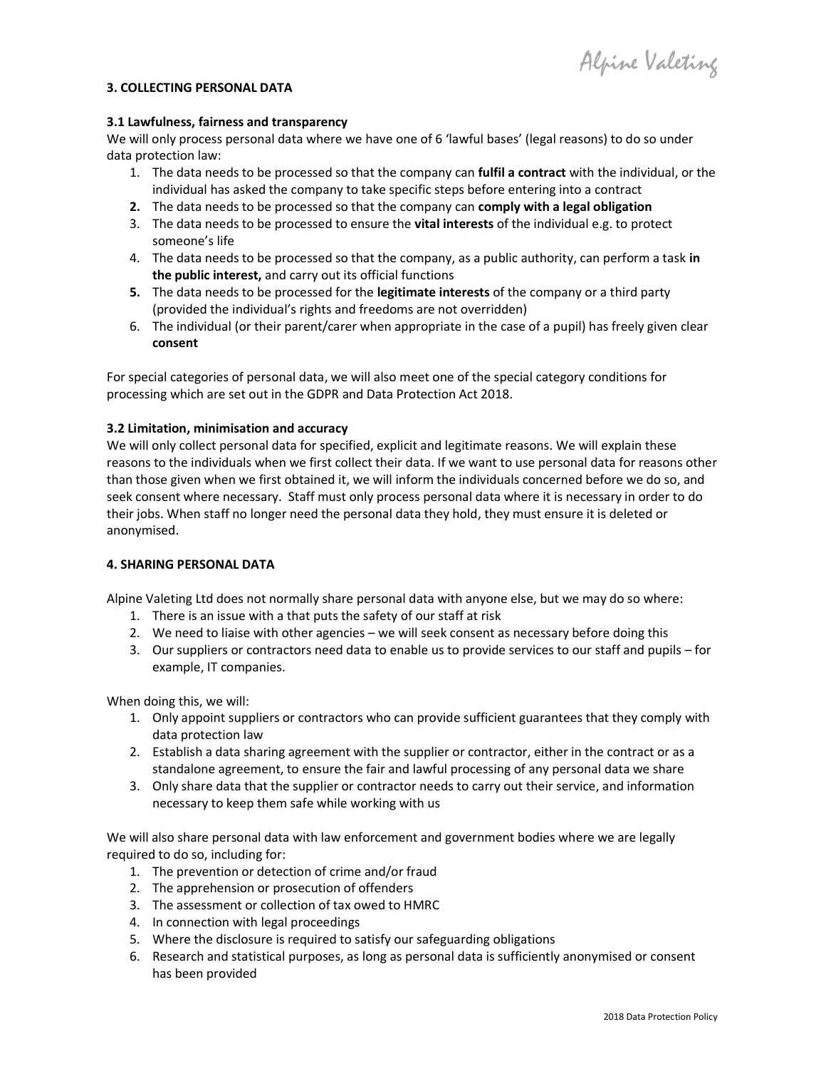### 3. COLLECTING PERSONAL DATA

**3.1 Lawfulness, fairness and transparency**

We will only process personal data where we have one of 6 'lawful bases' (legal reasons) to do so under data protection law:

1. The data needs to be processed so that the company can **fulfil a contract** with the individual, or the individual has asked the company to take specific steps before entering into a contract
2. The data needs to be processed so that the company can **comply with a legal obligation**
3. The data needs to be processed to ensure the **vital interests** of the individual e.g. to protect someone's life
4. The data needs to be processed so that the company, as a public authority, can perform a task **in the public interest,** and carry out its official functions
5. The data needs to be processed for the **legitimate interests** of the company or a third party (provided the individual's rights and freedoms are not overridden)
6. The individual (or their parent/carer when appropriate in the case of a pupil) has freely given clear **consent**

For special categories of personal data, we will also meet one of the special category conditions for processing which are set out in the GDPR and Data Protection Act 2018.

**3.2 Limitation, minimisation and accuracy**

We will only collect personal data for specified, explicit and legitimate reasons. We will explain these reasons to the individuals when we first collect their data. If we want to use personal data for reasons other than those given when we first obtained it, we will inform the individuals concerned before we do so, and seek consent where necessary. Staff must only process personal data where it is necessary in order to do their jobs. When staff no longer need the personal data they hold, they must ensure it is deleted or anonymised.

### 4. SHARING PERSONAL DATA

Alpine Valeting Ltd does not normally share personal data with anyone else, but we may do so where:

1. There is an issue with a that puts the safety of our staff at risk
2. We need to liaise with other agencies – we will seek consent as necessary before doing this
3. Our suppliers or contractors need data to enable us to provide services to our staff and pupils – for example, IT companies.

When doing this, we will:

1. Only appoint suppliers or contractors who can provide sufficient guarantees that they comply with data protection law
2. Establish a data sharing agreement with the supplier or contractor, either in the contract or as a standalone agreement, to ensure the fair and lawful processing of any personal data we share
3. Only share data that the supplier or contractor needs to carry out their service, and information necessary to keep them safe while working with us

We will also share personal data with law enforcement and government bodies where we are legally required to do so, including for:

1. The prevention or detection of crime and/or fraud
2. The apprehension or prosecution of offenders
3. The assessment or collection of tax owed to HMRC
4. In connection with legal proceedings
5. Where the disclosure is required to satisfy our safeguarding obligations
6. Research and statistical purposes, as long as personal data is sufficiently anonymised or consent has been provided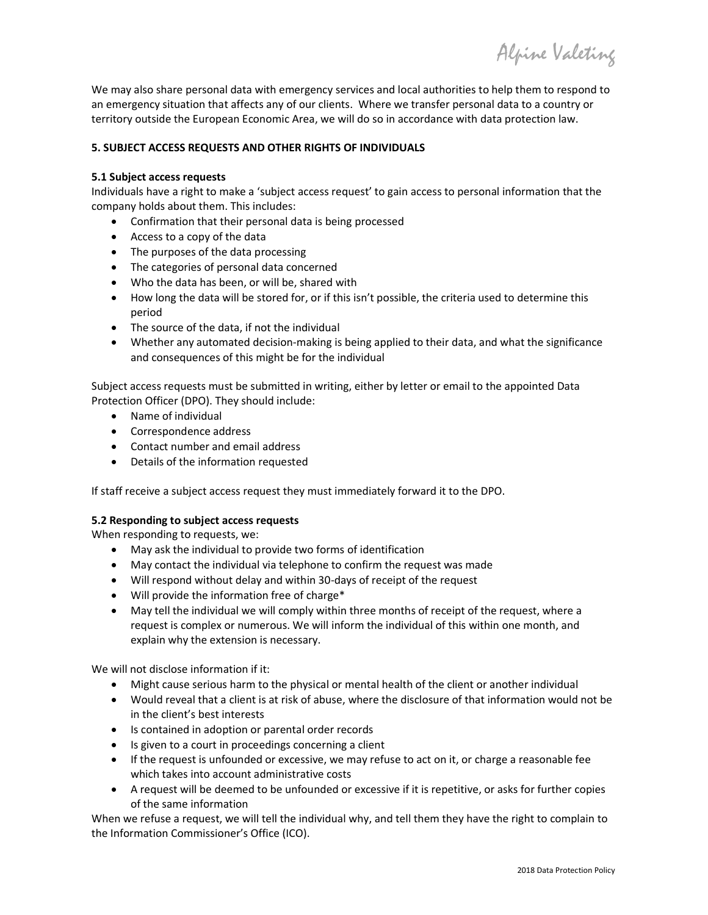We may also share personal data with emergency services and local authorities to help them to respond to an emergency situation that affects any of our clients. Where we transfer personal data to a country or territory outside the European Economic Area, we will do so in accordance with data protection law.

### 5. SUBJECT ACCESS REQUESTS AND OTHER RIGHTS OF INDIVIDUALS

#### 5.1 Subject access requests

Individuals have a right to make a 'subject access request' to gain access to personal information that the company holds about them. This includes:

- Confirmation that their personal data is being processed
- Access to a copy of the data
- The purposes of the data processing
- The categories of personal data concerned
- Who the data has been, or will be, shared with
- How long the data will be stored for, or if this isn't possible, the criteria used to determine this period
- The source of the data, if not the individual
- Whether any automated decision-making is being applied to their data, and what the significance and consequences of this might be for the individual

Subject access requests must be submitted in writing, either by letter or email to the appointed Data Protection Officer (DPO). They should include:

- Name of individual
- Correspondence address
- Contact number and email address
- Details of the information requested

If staff receive a subject access request they must immediately forward it to the DPO.

#### 5.2 Responding to subject access requests

When responding to requests, we:

- May ask the individual to provide two forms of identification
- May contact the individual via telephone to confirm the request was made
- Will respond without delay and within 30-days of receipt of the request
- Will provide the information free of charge*
- May tell the individual we will comply within three months of receipt of the request, where a request is complex or numerous. We will inform the individual of this within one month, and explain why the extension is necessary.

We will not disclose information if it:

- Might cause serious harm to the physical or mental health of the client or another individual
- Would reveal that a client is at risk of abuse, where the disclosure of that information would not be in the client's best interests
- Is contained in adoption or parental order records
- Is given to a court in proceedings concerning a client
- If the request is unfounded or excessive, we may refuse to act on it, or charge a reasonable fee which takes into account administrative costs
- A request will be deemed to be unfounded or excessive if it is repetitive, or asks for further copies of the same information

When we refuse a request, we will tell the individual why, and tell them they have the right to complain to the Information Commissioner's Office (ICO).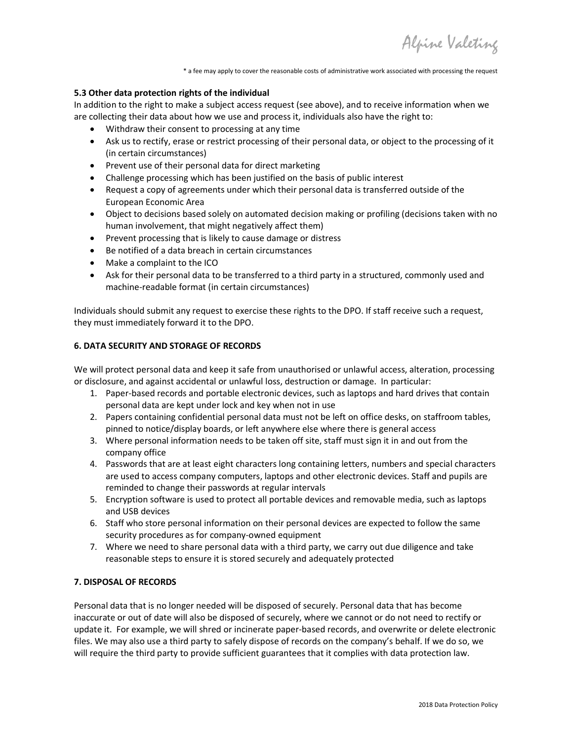* a fee may apply to cover the reasonable costs of administrative work associated with processing the request

**5.3 Other data protection rights of the individual**

In addition to the right to make a subject access request (see above), and to receive information when we are collecting their data about how we use and process it, individuals also have the right to:

- Withdraw their consent to processing at any time
- Ask us to rectify, erase or restrict processing of their personal data, or object to the processing of it (in certain circumstances)
- Prevent use of their personal data for direct marketing
- Challenge processing which has been justified on the basis of public interest
- Request a copy of agreements under which their personal data is transferred outside of the European Economic Area
- Object to decisions based solely on automated decision making or profiling (decisions taken with no human involvement, that might negatively affect them)
- Prevent processing that is likely to cause damage or distress
- Be notified of a data breach in certain circumstances
- Make a complaint to the ICO
- Ask for their personal data to be transferred to a third party in a structured, commonly used and machine-readable format (in certain circumstances)

Individuals should submit any request to exercise these rights to the DPO. If staff receive such a request, they must immediately forward it to the DPO.

**6. DATA SECURITY AND STORAGE OF RECORDS**

We will protect personal data and keep it safe from unauthorised or unlawful access, alteration, processing or disclosure, and against accidental or unlawful loss, destruction or damage. In particular:

1. Paper-based records and portable electronic devices, such as laptops and hard drives that contain personal data are kept under lock and key when not in use
2. Papers containing confidential personal data must not be left on office desks, on staffroom tables, pinned to notice/display boards, or left anywhere else where there is general access
3. Where personal information needs to be taken off site, staff must sign it in and out from the company office
4. Passwords that are at least eight characters long containing letters, numbers and special characters are used to access company computers, laptops and other electronic devices. Staff and pupils are reminded to change their passwords at regular intervals
5. Encryption software is used to protect all portable devices and removable media, such as laptops and USB devices
6. Staff who store personal information on their personal devices are expected to follow the same security procedures as for company-owned equipment
7. Where we need to share personal data with a third party, we carry out due diligence and take reasonable steps to ensure it is stored securely and adequately protected

**7. DISPOSAL OF RECORDS**

Personal data that is no longer needed will be disposed of securely. Personal data that has become inaccurate or out of date will also be disposed of securely, where we cannot or do not need to rectify or update it. For example, we will shred or incinerate paper-based records, and overwrite or delete electronic files. We may also use a third party to safely dispose of records on the company's behalf. If we do so, we will require the third party to provide sufficient guarantees that it complies with data protection law.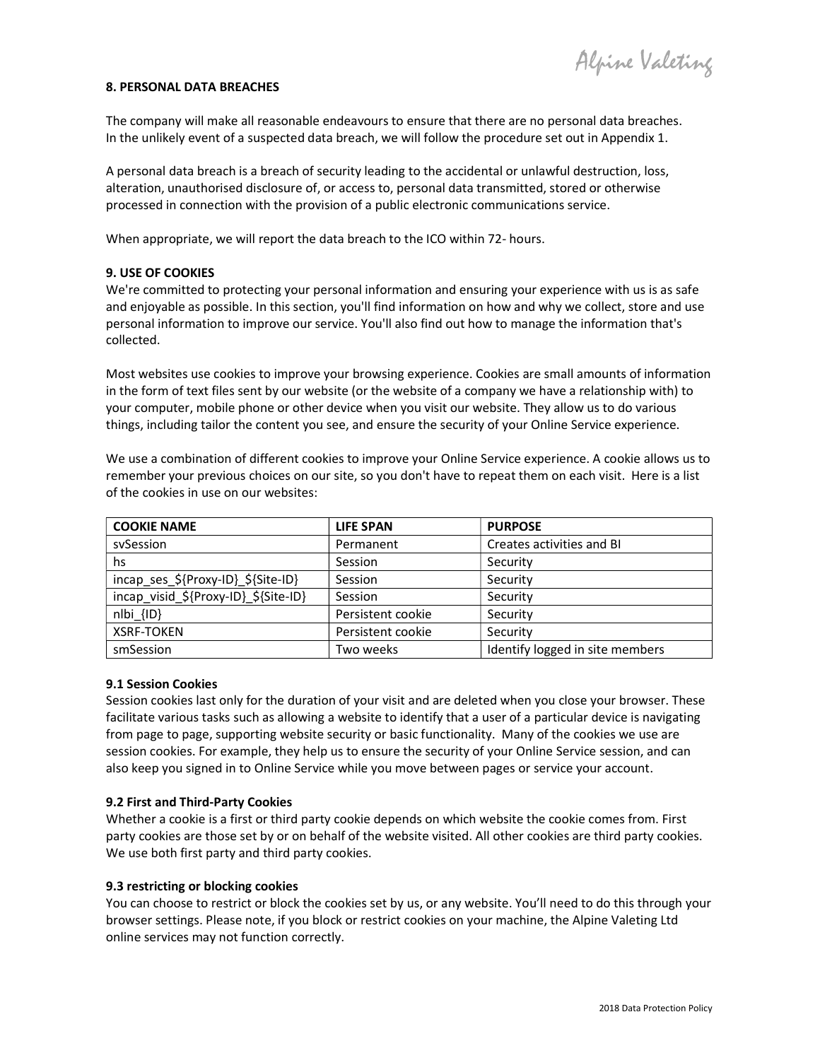### 8. PERSONAL DATA BREACHES

The company will make all reasonable endeavours to ensure that there are no personal data breaches. In the unlikely event of a suspected data breach, we will follow the procedure set out in Appendix 1.

A personal data breach is a breach of security leading to the accidental or unlawful destruction, loss, alteration, unauthorised disclosure of, or access to, personal data transmitted, stored or otherwise processed in connection with the provision of a public electronic communications service.

When appropriate, we will report the data breach to the ICO within 72- hours.

### 9. USE OF COOKIES

We're committed to protecting your personal information and ensuring your experience with us is as safe and enjoyable as possible. In this section, you'll find information on how and why we collect, store and use personal information to improve our service. You'll also find out how to manage the information that's collected.

Most websites use cookies to improve your browsing experience. Cookies are small amounts of information in the form of text files sent by our website (or the website of a company we have a relationship with) to your computer, mobile phone or other device when you visit our website. They allow us to do various things, including tailor the content you see, and ensure the security of your Online Service experience.

We use a combination of different cookies to improve your Online Service experience. A cookie allows us to remember your previous choices on our site, so you don't have to repeat them on each visit. Here is a list of the cookies in use on our websites:

| COOKIE NAME | LIFE SPAN | PURPOSE |
|---|---|---|
| svSession | Permanent | Creates activities and BI |
| hs | Session | Security |
| incap_ses_${Proxy-ID}_${Site-ID} | Session | Security |
| incap_visid_${Proxy-ID}_${Site-ID} | Session | Security |
| nlbi_{ID} | Persistent cookie | Security |
| XSRF-TOKEN | Persistent cookie | Security |
| smSession | Two weeks | Identify logged in site members |

#### 9.1 Session Cookies

Session cookies last only for the duration of your visit and are deleted when you close your browser. These facilitate various tasks such as allowing a website to identify that a user of a particular device is navigating from page to page, supporting website security or basic functionality. Many of the cookies we use are session cookies. For example, they help us to ensure the security of your Online Service session, and can also keep you signed in to Online Service while you move between pages or service your account.

#### 9.2 First and Third-Party Cookies

Whether a cookie is a first or third party cookie depends on which website the cookie comes from. First party cookies are those set by or on behalf of the website visited. All other cookies are third party cookies. We use both first party and third party cookies.

#### 9.3 restricting or blocking cookies

You can choose to restrict or block the cookies set by us, or any website. You'll need to do this through your browser settings. Please note, if you block or restrict cookies on your machine, the Alpine Valeting Ltd online services may not function correctly.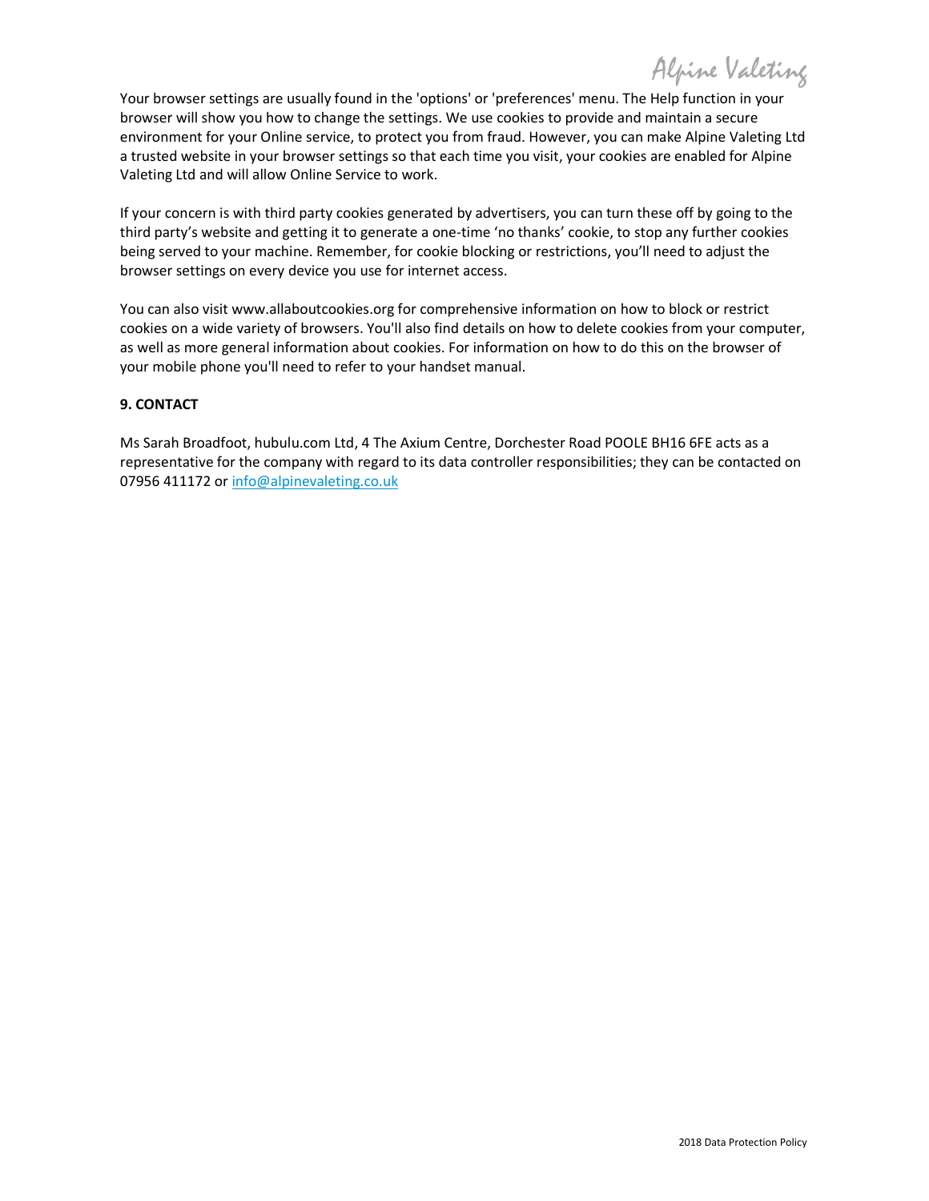Your browser settings are usually found in the 'options' or 'preferences' menu. The Help function in your browser will show you how to change the settings. We use cookies to provide and maintain a secure environment for your Online service, to protect you from fraud. However, you can make Alpine Valeting Ltd a trusted website in your browser settings so that each time you visit, your cookies are enabled for Alpine Valeting Ltd and will allow Online Service to work.

If your concern is with third party cookies generated by advertisers, you can turn these off by going to the third party's website and getting it to generate a one-time 'no thanks' cookie, to stop any further cookies being served to your machine. Remember, for cookie blocking or restrictions, you'll need to adjust the browser settings on every device you use for internet access.

You can also visit www.allaboutcookies.org for comprehensive information on how to block or restrict cookies on a wide variety of browsers. You'll also find details on how to delete cookies from your computer, as well as more general information about cookies. For information on how to do this on the browser of your mobile phone you'll need to refer to your handset manual.

**9. CONTACT**

Ms Sarah Broadfoot, hubulu.com Ltd, 4 The Axium Centre, Dorchester Road POOLE BH16 6FE acts as a representative for the company with regard to its data controller responsibilities; they can be contacted on 07956 411172 or [info@alpinevaleting.co.uk](mailto:info@alpinevaleting.co.uk)